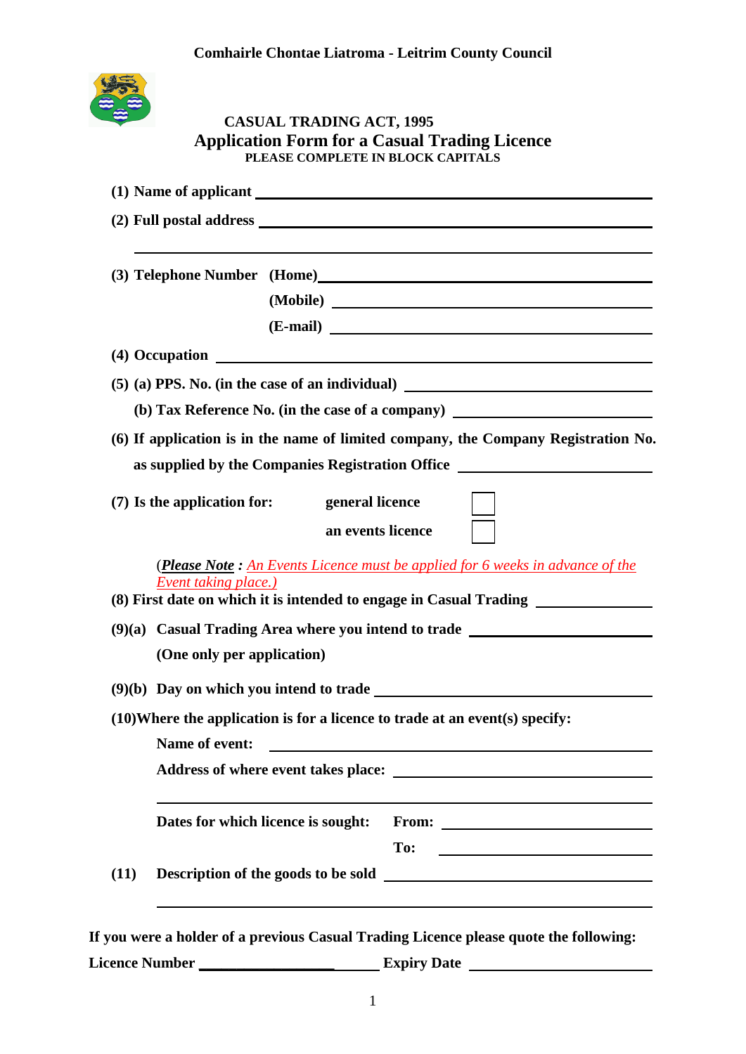**Comhairle Chontae Liatroma - Leitrim County Council**

**CASUAL TRADING ACT, 1995**

# Application Form for a Casual Trading Licence

**PLEASE COMPLETE IN BLOCK CAPITALS**

**(1) Name of applicant** ______________________________________________

**(2) Full postal address** ______________________________________________

______________________________________________

**(3) Telephone Number (Home)** ______________________________________________

**(Mobile)** ______________________________________________

**(E-mail)** ______________________________________________

**(4) Occupation** ______________________________________________

**(5) (a) PPS. No. (in the case of an individual)** ______________________

**(b) Tax Reference No. (in the case of a company)** ______________________

**(6) If application is in the name of limited company, the Company Registration No. as supplied by the Companies Registration Office** ______________________

**(7) Is the application for:**

**general licence** ☐

**an events licence** ☐

(***Please Note*** ***:*** *An Events Licence must be applied for 6 weeks in advance of the Event taking place.)*

**(8) First date on which it is intended to engage in Casual Trading** ______________

**(9)(a) Casual Trading Area where you intend to trade** ______________________

**(One only per application)**

**(9)(b) Day on which you intend to trade** ______________________________

**(10)Where the application is for a licence to trade at an event(s) specify:**

**Name of event:** ______________________________________________

**Address of where event takes place:** ______________________________

______________________________________________

**Dates for which licence is sought: From:** ______________________

**To:** ______________________

**(11) Description of the goods to be sold** ______________________________

______________________________________________

**If you were a holder of a previous Casual Trading Licence please quote the following:**

**Licence Number** ______________________ **Expiry Date** ______________________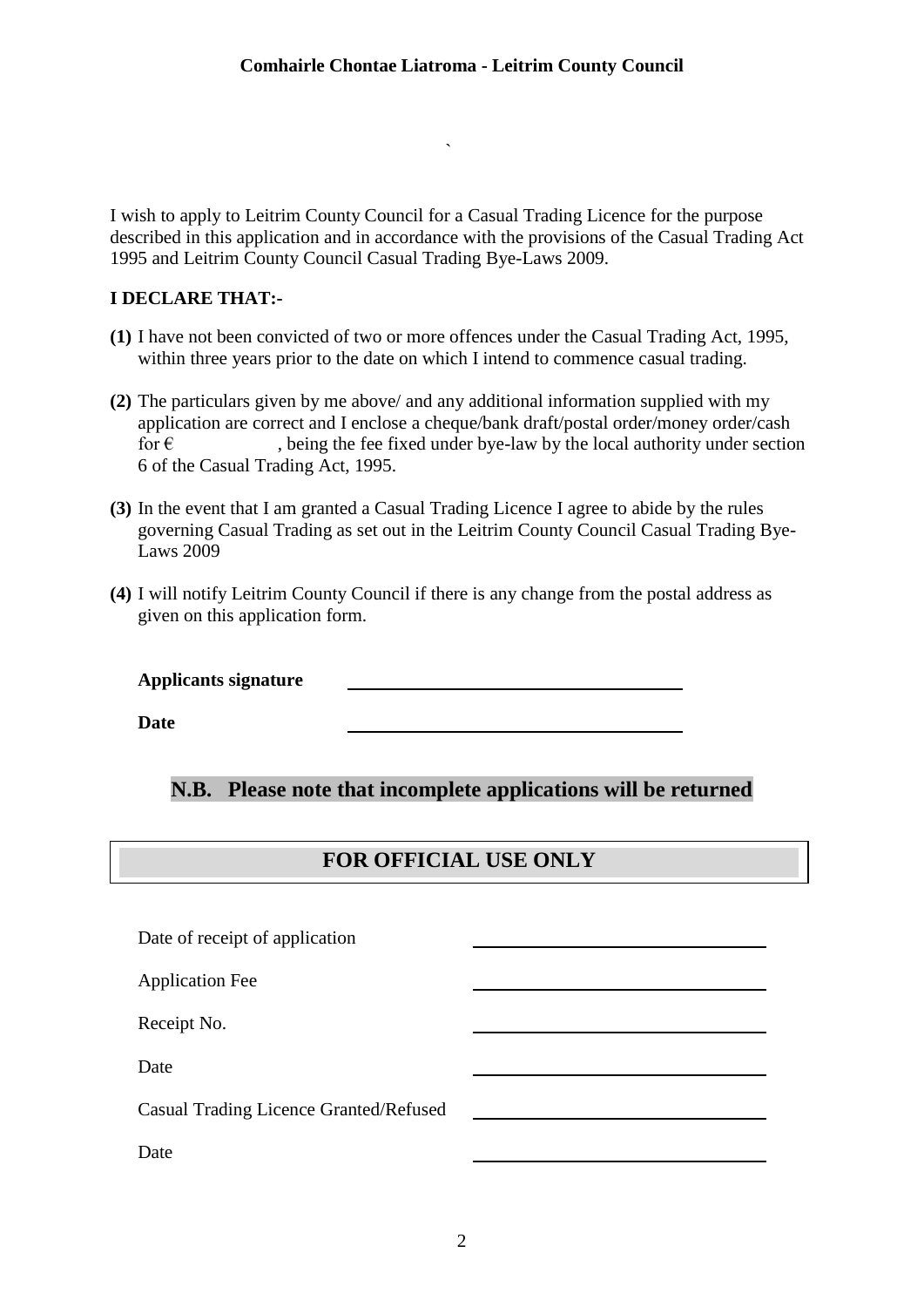I wish to apply to Leitrim County Council for a Casual Trading Licence for the purpose described in this application and in accordance with the provisions of the Casual Trading Act 1995 and Leitrim County Council Casual Trading Bye-Laws 2009.

**I DECLARE THAT:-**

**(1)** I have not been convicted of two or more offences under the Casual Trading Act, 1995, within three years prior to the date on which I intend to commence casual trading.

**(2)** The particulars given by me above/ and any additional information supplied with my application are correct and I enclose a cheque/bank draft/postal order/money order/cash for € \_\_\_\_\_\_\_\_\_\_, being the fee fixed under bye-law by the local authority under section 6 of the Casual Trading Act, 1995.

**(3)** In the event that I am granted a Casual Trading Licence I agree to abide by the rules governing Casual Trading as set out in the Leitrim County Council Casual Trading Bye-Laws 2009

**(4)** I will notify Leitrim County Council if there is any change from the postal address as given on this application form.

**Applicants signature** \_\_\_\_\_\_\_\_\_\_\_\_\_\_\_\_\_\_\_\_\_\_\_\_\_\_\_\_\_\_

**Date** \_\_\_\_\_\_\_\_\_\_\_\_\_\_\_\_\_\_\_\_\_\_\_\_\_\_\_\_\_\_

## N.B. Please note that incomplete applications will be returned

## FOR OFFICIAL USE ONLY

Date of receipt of application \_\_\_\_\_\_\_\_\_\_\_\_\_\_\_\_\_\_\_\_\_\_\_\_\_\_\_\_\_\_

Application Fee \_\_\_\_\_\_\_\_\_\_\_\_\_\_\_\_\_\_\_\_\_\_\_\_\_\_\_\_\_\_

Receipt No. \_\_\_\_\_\_\_\_\_\_\_\_\_\_\_\_\_\_\_\_\_\_\_\_\_\_\_\_\_\_

Date \_\_\_\_\_\_\_\_\_\_\_\_\_\_\_\_\_\_\_\_\_\_\_\_\_\_\_\_\_\_

Casual Trading Licence Granted/Refused \_\_\_\_\_\_\_\_\_\_\_\_\_\_\_\_\_\_\_\_\_\_\_\_\_\_\_\_\_\_

Date \_\_\_\_\_\_\_\_\_\_\_\_\_\_\_\_\_\_\_\_\_\_\_\_\_\_\_\_\_\_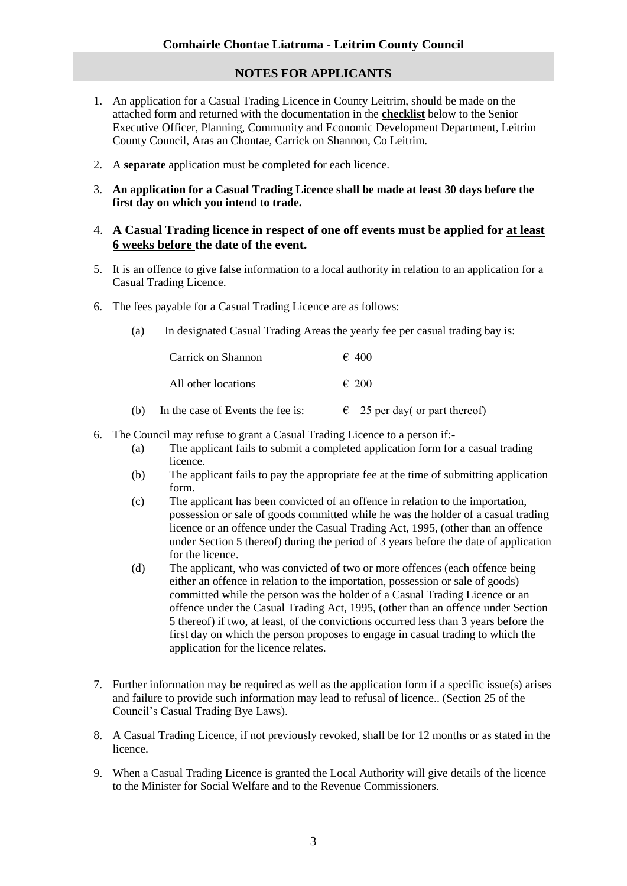**Comhairle Chontae Liatroma - Leitrim County Council**

## NOTES FOR APPLICANTS

1. An application for a Casual Trading Licence in County Leitrim, should be made on the attached form and returned with the documentation in the **checklist** below to the Senior Executive Officer, Planning, Community and Economic Development Department, Leitrim County Council, Aras an Chontae, Carrick on Shannon, Co Leitrim.

2. A **separate** application must be completed for each licence.

3. **An application for a Casual Trading Licence shall be made at least 30 days before the first day on which you intend to trade.**

4. **A Casual Trading licence in respect of one off events must be applied for <u>at least 6 weeks before</u> the date of the event.**

5. It is an offence to give false information to a local authority in relation to an application for a Casual Trading Licence.

6. The fees payable for a Casual Trading Licence are as follows:

   (a) In designated Casual Trading Areas the yearly fee per casual trading bay is:

   | | |
   |---|---|
   | Carrick on Shannon | € 400 |
   | All other locations | € 200 |

   (b) In the case of Events the fee is: € 25 per day( or part thereof)

6. The Council may refuse to grant a Casual Trading Licence to a person if:-
   (a) The applicant fails to submit a completed application form for a casual trading licence.
   (b) The applicant fails to pay the appropriate fee at the time of submitting application form.
   (c) The applicant has been convicted of an offence in relation to the importation, possession or sale of goods committed while he was the holder of a casual trading licence or an offence under the Casual Trading Act, 1995, (other than an offence under Section 5 thereof) during the period of 3 years before the date of application for the licence.
   (d) The applicant, who was convicted of two or more offences (each offence being either an offence in relation to the importation, possession or sale of goods) committed while the person was the holder of a Casual Trading Licence or an offence under the Casual Trading Act, 1995, (other than an offence under Section 5 thereof) if two, at least, of the convictions occurred less than 3 years before the first day on which the person proposes to engage in casual trading to which the application for the licence relates.

7. Further information may be required as well as the application form if a specific issue(s) arises and failure to provide such information may lead to refusal of licence.. (Section 25 of the Council's Casual Trading Bye Laws).

8. A Casual Trading Licence, if not previously revoked, shall be for 12 months or as stated in the licence.

9. When a Casual Trading Licence is granted the Local Authority will give details of the licence to the Minister for Social Welfare and to the Revenue Commissioneers.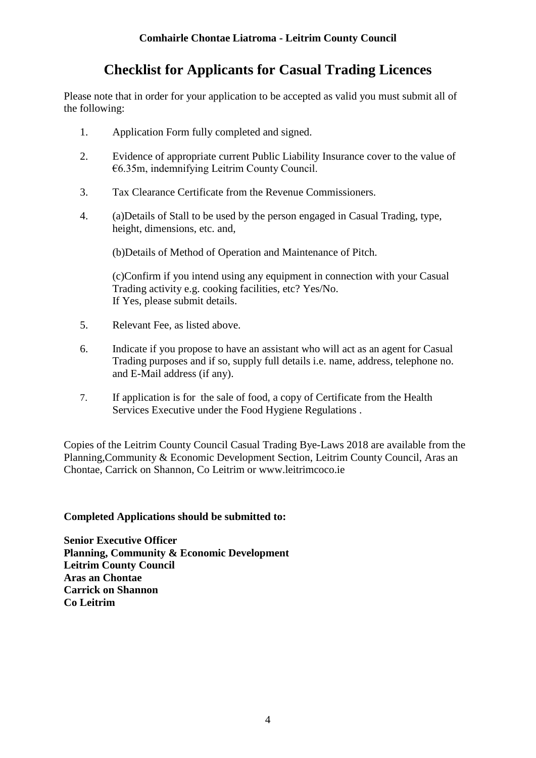**Comhairle Chontae Liatroma - Leitrim County Council**

# Checklist for Applicants for Casual Trading Licences

Please note that in order for your application to be accepted as valid you must submit all of the following:

1. Application Form fully completed and signed.

2. Evidence of appropriate current Public Liability Insurance cover to the value of €6.35m, indemnifying Leitrim County Council.

3. Tax Clearance Certificate from the Revenue Commissioners.

4. (a)Details of Stall to be used by the person engaged in Casual Trading, type, height, dimensions, etc. and,

   (b)Details of Method of Operation and Maintenance of Pitch.

   (c)Confirm if you intend using any equipment in connection with your Casual Trading activity e.g. cooking facilities, etc? Yes/No.
   If Yes, please submit details.

5. Relevant Fee, as listed above.

6. Indicate if you propose to have an assistant who will act as an agent for Casual Trading purposes and if so, supply full details i.e. name, address, telephone no. and E-Mail address (if any).

7. If application is for the sale of food, a copy of Certificate from the Health Services Executive under the Food Hygiene Regulations .

Copies of the Leitrim County Council Casual Trading Bye-Laws 2018 are available from the Planning,Community & Economic Development Section, Leitrim County Council, Aras an Chontae, Carrick on Shannon, Co Leitrim or www.leitrimcoco.ie

**Completed Applications should be submitted to:**

**Senior Executive Officer**
**Planning, Community & Economic Development**
**Leitrim County Council**
**Aras an Chontae**
**Carrick on Shannon**
**Co Leitrim**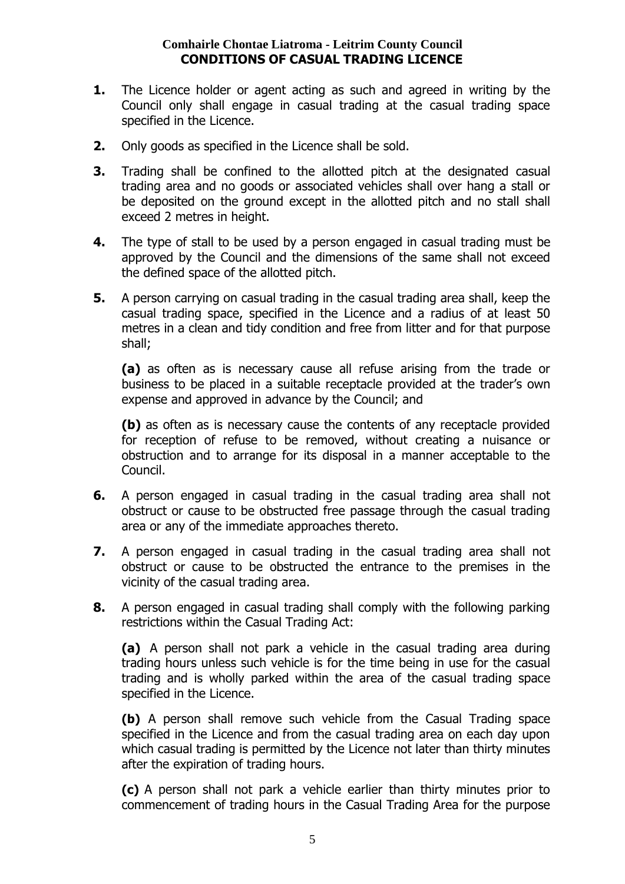**Comhairle Chontae Liatroma - Leitrim County Council**
**CONDITIONS OF CASUAL TRADING LICENCE**

**1.** The Licence holder or agent acting as such and agreed in writing by the Council only shall engage in casual trading at the casual trading space specified in the Licence.

**2.** Only goods as specified in the Licence shall be sold.

**3.** Trading shall be confined to the allotted pitch at the designated casual trading area and no goods or associated vehicles shall over hang a stall or be deposited on the ground except in the allotted pitch and no stall shall exceed 2 metres in height.

**4.** The type of stall to be used by a person engaged in casual trading must be approved by the Council and the dimensions of the same shall not exceed the defined space of the allotted pitch.

**5.** A person carrying on casual trading in the casual trading area shall, keep the casual trading space, specified in the Licence and a radius of at least 50 metres in a clean and tidy condition and free from litter and for that purpose shall;

**(a)** as often as is necessary cause all refuse arising from the trade or business to be placed in a suitable receptacle provided at the trader's own expense and approved in advance by the Council; and

**(b)** as often as is necessary cause the contents of any receptacle provided for reception of refuse to be removed, without creating a nuisance or obstruction and to arrange for its disposal in a manner acceptable to the Council.

**6.** A person engaged in casual trading in the casual trading area shall not obstruct or cause to be obstructed free passage through the casual trading area or any of the immediate approaches thereto.

**7.** A person engaged in casual trading in the casual trading area shall not obstruct or cause to be obstructed the entrance to the premises in the vicinity of the casual trading area.

**8.** A person engaged in casual trading shall comply with the following parking restrictions within the Casual Trading Act:

**(a)** A person shall not park a vehicle in the casual trading area during trading hours unless such vehicle is for the time being in use for the casual trading and is wholly parked within the area of the casual trading space specified in the Licence.

**(b)** A person shall remove such vehicle from the Casual Trading space specified in the Licence and from the casual trading area on each day upon which casual trading is permitted by the Licence not later than thirty minutes after the expiration of trading hours.

**(c)** A person shall not park a vehicle earlier than thirty minutes prior to commencement of trading hours in the Casual Trading Area for the purpose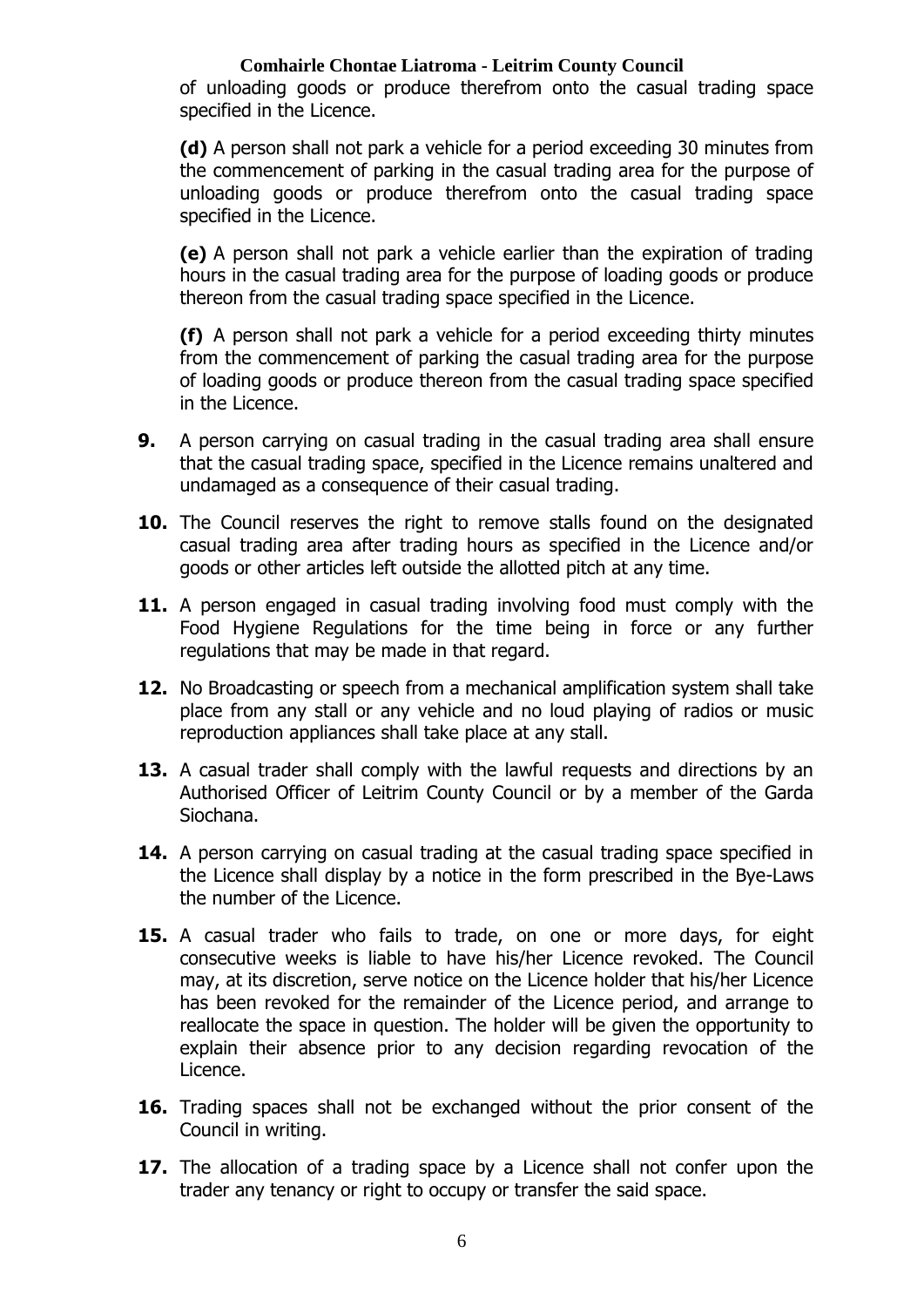of unloading goods or produce therefrom onto the casual trading space specified in the Licence.

**(d)** A person shall not park a vehicle for a period exceeding 30 minutes from the commencement of parking in the casual trading area for the purpose of unloading goods or produce therefrom onto the casual trading space specified in the Licence.

**(e)** A person shall not park a vehicle earlier than the expiration of trading hours in the casual trading area for the purpose of loading goods or produce thereon from the casual trading space specified in the Licence.

**(f)** A person shall not park a vehicle for a period exceeding thirty minutes from the commencement of parking the casual trading area for the purpose of loading goods or produce thereon from the casual trading space specified in the Licence.

**9.** A person carrying on casual trading in the casual trading area shall ensure that the casual trading space, specified in the Licence remains unaltered and undamaged as a consequence of their casual trading.

**10.** The Council reserves the right to remove stalls found on the designated casual trading area after trading hours as specified in the Licence and/or goods or other articles left outside the allotted pitch at any time.

**11.** A person engaged in casual trading involving food must comply with the Food Hygiene Regulations for the time being in force or any further regulations that may be made in that regard.

**12.** No Broadcasting or speech from a mechanical amplification system shall take place from any stall or any vehicle and no loud playing of radios or music reproduction appliances shall take place at any stall.

**13.** A casual trader shall comply with the lawful requests and directions by an Authorised Officer of Leitrim County Council or by a member of the Garda Siochana.

**14.** A person carrying on casual trading at the casual trading space specified in the Licence shall display by a notice in the form prescribed in the Bye-Laws the number of the Licence.

**15.** A casual trader who fails to trade, on one or more days, for eight consecutive weeks is liable to have his/her Licence revoked. The Council may, at its discretion, serve notice on the Licence holder that his/her Licence has been revoked for the remainder of the Licence period, and arrange to reallocate the space in question. The holder will be given the opportunity to explain their absence prior to any decision regarding revocation of the Licence.

**16.** Trading spaces shall not be exchanged without the prior consent of the Council in writing.

**17.** The allocation of a trading space by a Licence shall not confer upon the trader any tenancy or right to occupy or transfer the said space.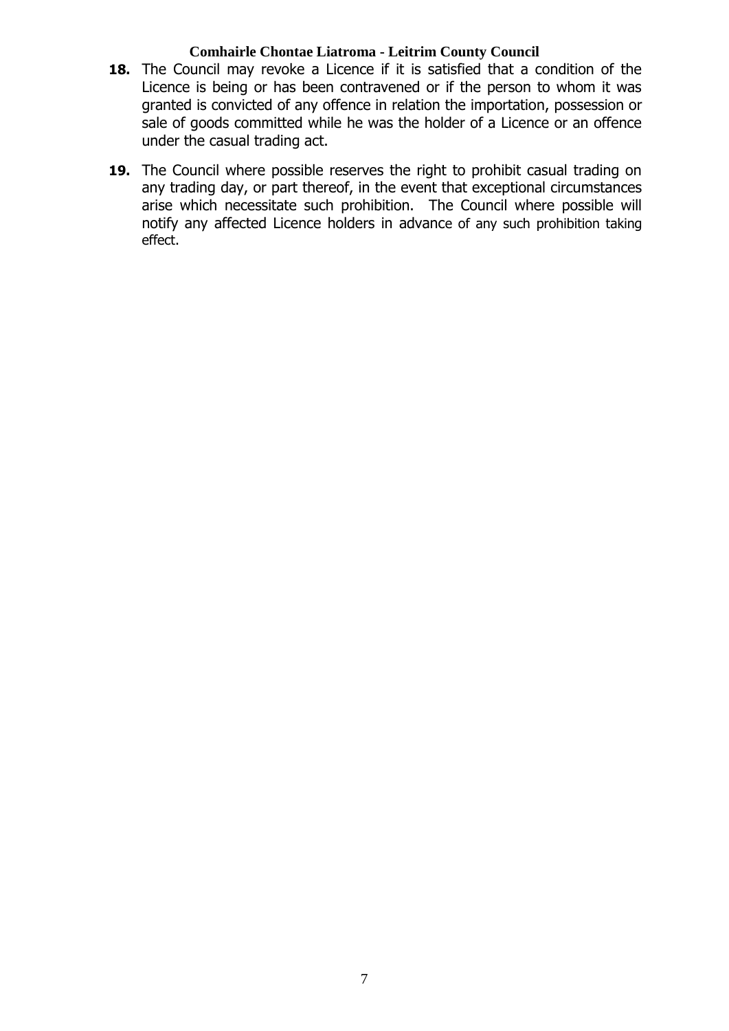18. The Council may revoke a Licence if it is satisfied that a condition of the Licence is being or has been contravened or if the person to whom it was granted is convicted of any offence in relation the importation, possession or sale of goods committed while he was the holder of a Licence or an offence under the casual trading act.

19. The Council where possible reserves the right to prohibit casual trading on any trading day, or part thereof, in the event that exceptional circumstances arise which necessitate such prohibition. The Council where possible will notify any affected Licence holders in advance of any such prohibition taking effect.